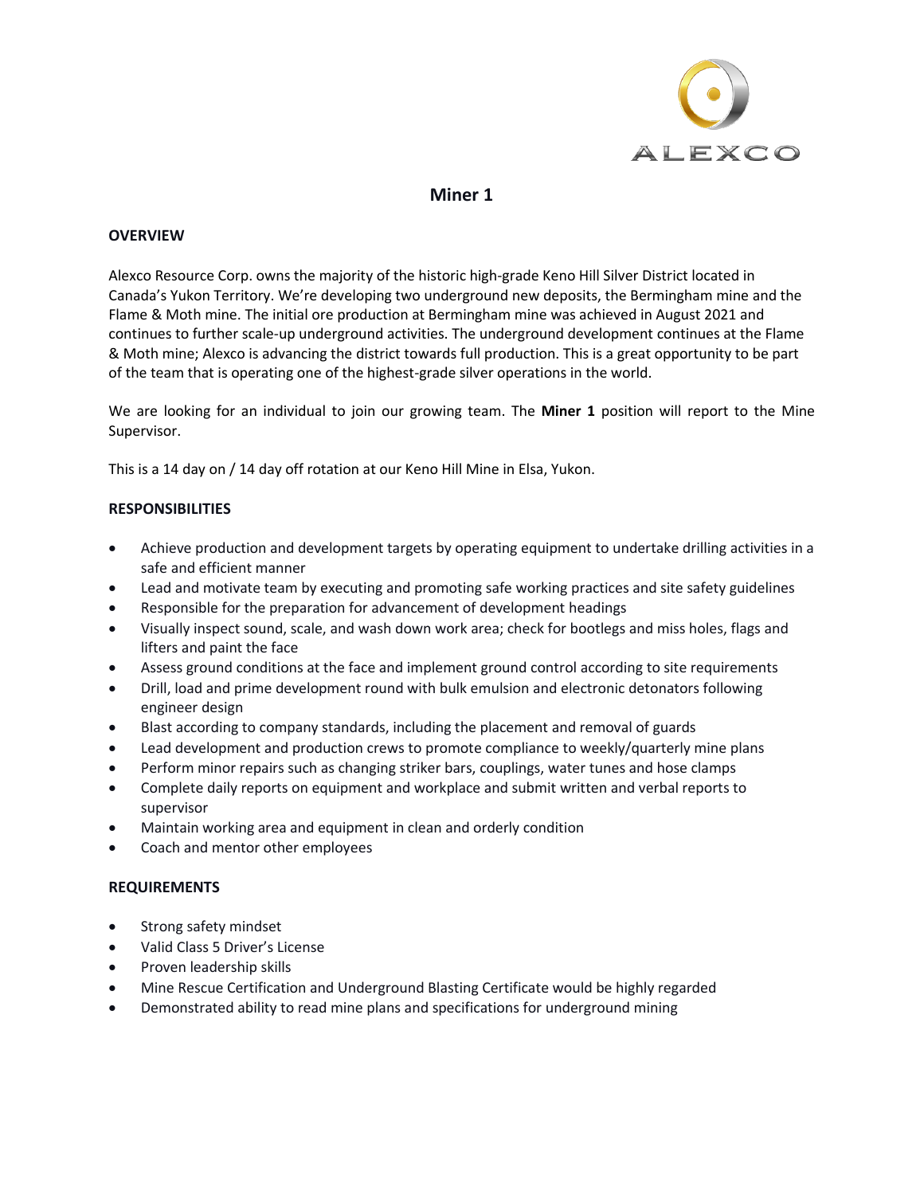ALEXCO

# Miner 1

## OVERVIEW

Alexco Resource Corp. owns the majority of the historic high-grade Keno Hill Silver District located in Canada's Yukon Territory. We're developing two underground new deposits, the Bermingham mine and the Flame & Moth mine. The initial ore production at Bermingham mine was achieved in August 2021 and continues to further scale-up underground activities. The underground development continues at the Flame & Moth mine; Alexco is advancing the district towards full production. This is a great opportunity to be part of the team that is operating one of the highest-grade silver operations in the world.

We are looking for an individual to join our growing team. The **Miner 1** position will report to the Mine Supervisor.

This is a 14 day on / 14 day off rotation at our Keno Hill Mine in Elsa, Yukon.

## RESPONSIBILITIES

- Achieve production and development targets by operating equipment to undertake drilling activities in a safe and efficient manner
- Lead and motivate team by executing and promoting safe working practices and site safety guidelines
- Responsible for the preparation for advancement of development headings
- Visually inspect sound, scale, and wash down work area; check for bootlegs and miss holes, flags and lifters and paint the face
- Assess ground conditions at the face and implement ground control according to site requirements
- Drill, load and prime development round with bulk emulsion and electronic detonators following engineer design
- Blast according to company standards, including the placement and removal of guards
- Lead development and production crews to promote compliance to weekly/quarterly mine plans
- Perform minor repairs such as changing striker bars, couplings, water tunes and hose clamps
- Complete daily reports on equipment and workplace and submit written and verbal reports to supervisor
- Maintain working area and equipment in clean and orderly condition
- Coach and mentor other employees

## REQUIREMENTS

- Strong safety mindset
- Valid Class 5 Driver's License
- Proven leadership skills
- Mine Rescue Certification and Underground Blasting Certificate would be highly regarded
- Demonstrated ability to read mine plans and specifications for underground mining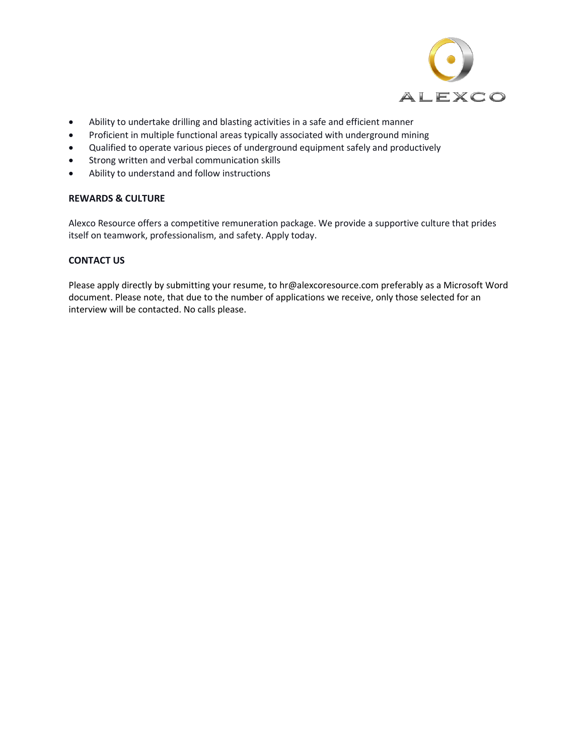- Ability to undertake drilling and blasting activities in a safe and efficient manner
- Proficient in multiple functional areas typically associated with underground mining
- Qualified to operate various pieces of underground equipment safely and productively
- Strong written and verbal communication skills
- Ability to understand and follow instructions

**REWARDS & CULTURE**

Alexco Resource offers a competitive remuneration package. We provide a supportive culture that prides itself on teamwork, professionalism, and safety. Apply today.

**CONTACT US**

Please apply directly by submitting your resume, to hr@alexcoresource.com preferably as a Microsoft Word document. Please note, that due to the number of applications we receive, only those selected for an interview will be contacted. No calls please.